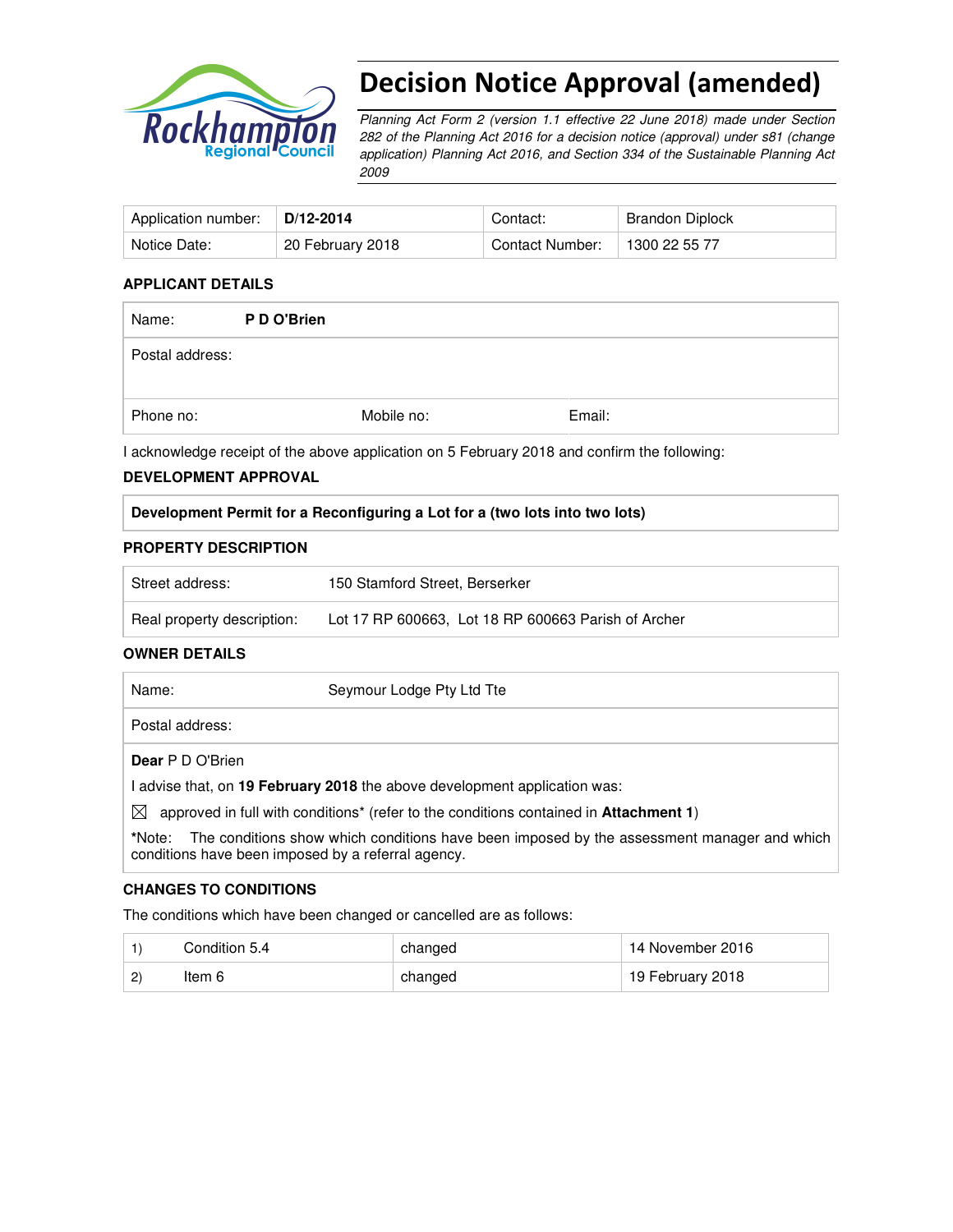Rockhampton Regional Council

# Decision Notice Approval (amended)

*Planning Act Form 2 (version 1.1 effective 22 June 2018) made under Section 282 of the Planning Act 2016 for a decision notice (approval) under s81 (change application) Planning Act 2016, and Section 334 of the Sustainable Planning Act 2009*

| Application number: | **D/12-2014** | Contact: | Brandon Diplock |
|---|---|---|---|
| Notice Date: | 20 February 2018 | Contact Number: | 1300 22 55 77 |

### APPLICANT DETAILS

| Name: | **P D O'Brien** | |
|---|---|---|
| Postal address: | | |
| Phone no: | Mobile no: | Email: |

I acknowledge receipt of the above application on 5 February 2018 and confirm the following:

### DEVELOPMENT APPROVAL

| **Development Permit for a Reconfiguring a Lot for a (two lots into two lots)** |
|---|

### PROPERTY DESCRIPTION

| Street address: | 150 Stamford Street, Berserker |
|---|---|
| Real property description: | Lot 17 RP 600663, Lot 18 RP 600663 Parish of Archer |

### OWNER DETAILS

| Name: | Seymour Lodge Pty Ltd Tte |
|---|---|
| Postal address: | |

**Dear** P D O'Brien

I advise that, on **19 February 2018** the above development application was:

☒ approved in full with conditions* (refer to the conditions contained in **Attachment 1**)

***Note:** The conditions show which conditions have been imposed by the assessment manager and which conditions have been imposed by a referral agency.

### CHANGES TO CONDITIONS

The conditions which have been changed or cancelled are as follows:

| 1) | Condition 5.4 | changed | 14 November 2016 |
|---|---|---|---|
| 2) | Item 6 | changed | 19 February 2018 |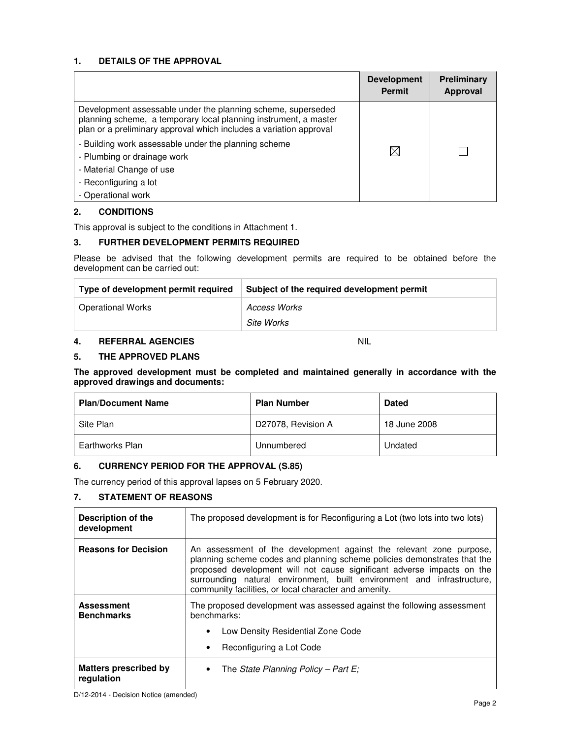## 1. DETAILS OF THE APPROVAL

| | Development Permit | Preliminary Approval |
|---|---|---|
| Development assessable under the planning scheme, superseded planning scheme, a temporary local planning instrument, a master plan or a preliminary approval which includes a variation approval<br>- Building work assessable under the planning scheme<br>- Plumbing or drainage work<br>- Material Change of use<br>- Reconfiguring a lot<br>- Operational work | ☒ | ☐ |

## 2. CONDITIONS

This approval is subject to the conditions in Attachment 1.

## 3. FURTHER DEVELOPMENT PERMITS REQUIRED

Please be advised that the following development permits are required to be obtained before the development can be carried out:

| Type of development permit required | Subject of the required development permit |
|---|---|
| Operational Works | *Access Works*<br>*Site Works* |

## 4. REFERRAL AGENCIES

NIL

## 5. THE APPROVED PLANS

**The approved development must be completed and maintained generally in accordance with the approved drawings and documents:**

| Plan/Document Name | Plan Number | Dated |
|---|---|---|
| Site Plan | D27078, Revision A | 18 June 2008 |
| Earthworks Plan | Unnumbered | Undated |

## 6. CURRENCY PERIOD FOR THE APPROVAL (S.85)

The currency period of this approval lapses on 5 February 2020.

## 7. STATEMENT OF REASONS

| | |
|---|---|
| **Description of the development** | The proposed development is for Reconfiguring a Lot (two lots into two lots) |
| **Reasons for Decision** | An assessment of the development against the relevant zone purpose, planning scheme codes and planning scheme policies demonstrates that the proposed development will not cause significant adverse impacts on the surrounding natural environment, built environment and infrastructure, community facilities, or local character and amenity. |
| **Assessment Benchmarks** | The proposed development was assessed against the following assessment benchmarks:<br>• Low Density Residential Zone Code<br>• Reconfiguring a Lot Code |
| **Matters prescribed by regulation** | • The *State Planning Policy – Part E;* |

D/12-2014 - Decision Notice (amended)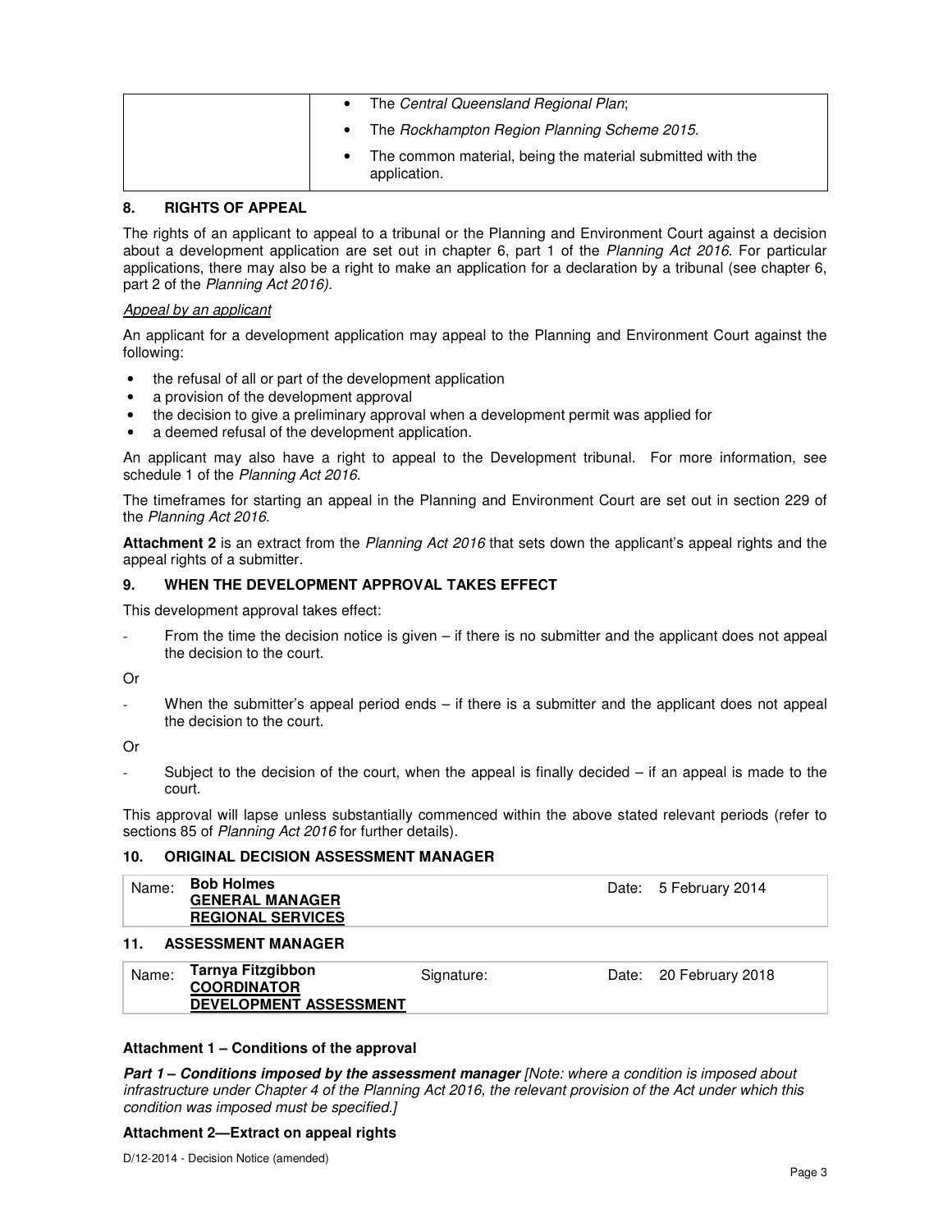| | • The *Central Queensland Regional Plan*;<br>• The *Rockhampton Region Planning Scheme 2015*.<br>• The common material, being the material submitted with the application. |
|---|---|

## 8. RIGHTS OF APPEAL

The rights of an applicant to appeal to a tribunal or the Planning and Environment Court against a decision about a development application are set out in chapter 6, part 1 of the *Planning Act 2016*. For particular applications, there may also be a right to make an application for a declaration by a tribunal (see chapter 6, part 2 of the *Planning Act 2016).*

*Appeal by an applicant*

An applicant for a development application may appeal to the Planning and Environment Court against the following:

- the refusal of all or part of the development application
- a provision of the development approval
- the decision to give a preliminary approval when a development permit was applied for
- a deemed refusal of the development application.

An applicant may also have a right to appeal to the Development tribunal. For more information, see schedule 1 of the *Planning Act 2016*.

The timeframes for starting an appeal in the Planning and Environment Court are set out in section 229 of the *Planning Act 2016*.

**Attachment 2** is an extract from the *Planning Act 2016* that sets down the applicant's appeal rights and the appeal rights of a submitter.

## 9. WHEN THE DEVELOPMENT APPROVAL TAKES EFFECT

This development approval takes effect:

- From the time the decision notice is given – if there is no submitter and the applicant does not appeal the decision to the court.

Or

- When the submitter's appeal period ends – if there is a submitter and the applicant does not appeal the decision to the court.

Or

- Subject to the decision of the court, when the appeal is finally decided – if an appeal is made to the court.

This approval will lapse unless substantially commenced within the above stated relevant periods (refer to sections 85 of *Planning Act 2016* for further details).

## 10. ORIGINAL DECISION ASSESSMENT MANAGER

| Name: | **Bob Holmes**<br>**GENERAL MANAGER**<br>**REGIONAL SERVICES** | Date: 5 February 2014 |
|---|---|---|

## 11. ASSESSMENT MANAGER

| Name: | **Tarnya Fitzgibbon**<br>**COORDINATOR**<br>**DEVELOPMENT ASSESSMENT** | Signature: | Date: 20 February 2018 |
|---|---|---|---|

**Attachment 1 – Conditions of the approval**

***Part 1 – Conditions imposed by the assessment manager*** *[Note: where a condition is imposed about infrastructure under Chapter 4 of the Planning Act 2016, the relevant provision of the Act under which this condition was imposed must be specified.]*

**Attachment 2—Extract on appeal rights**

D/12-2014 - Decision Notice (amended)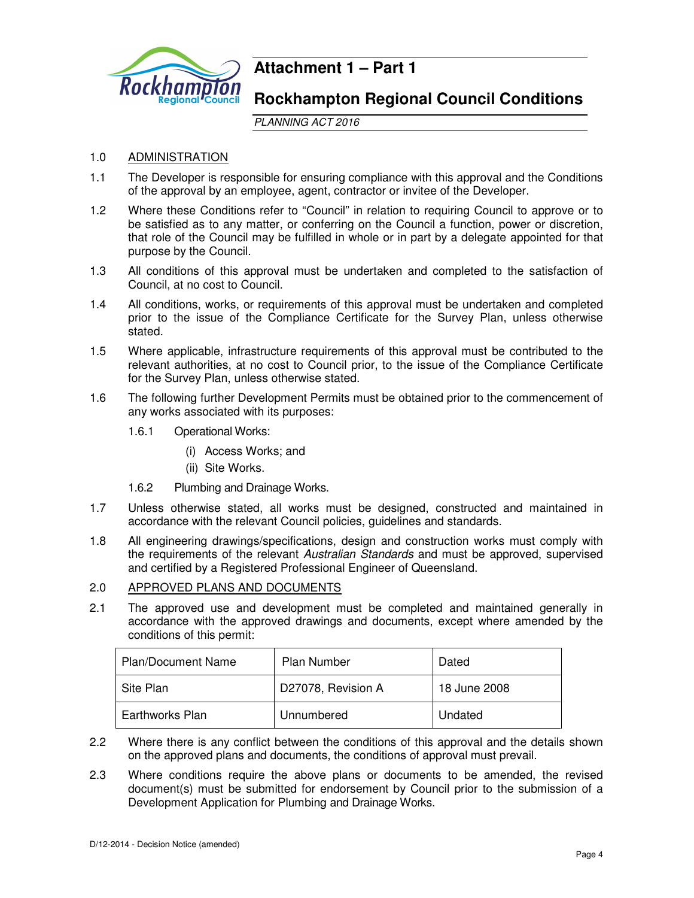# Attachment 1 – Part 1

## Rockhampton Regional Council Conditions

*PLANNING ACT 2016*

1.0 ADMINISTRATION

1.1 The Developer is responsible for ensuring compliance with this approval and the Conditions of the approval by an employee, agent, contractor or invitee of the Developer.

1.2 Where these Conditions refer to "Council" in relation to requiring Council to approve or to be satisfied as to any matter, or conferring on the Council a function, power or discretion, that role of the Council may be fulfilled in whole or in part by a delegate appointed for that purpose by the Council.

1.3 All conditions of this approval must be undertaken and completed to the satisfaction of Council, at no cost to Council.

1.4 All conditions, works, or requirements of this approval must be undertaken and completed prior to the issue of the Compliance Certificate for the Survey Plan, unless otherwise stated.

1.5 Where applicable, infrastructure requirements of this approval must be contributed to the relevant authorities, at no cost to Council prior, to the issue of the Compliance Certificate for the Survey Plan, unless otherwise stated.

1.6 The following further Development Permits must be obtained prior to the commencement of any works associated with its purposes:

1.6.1 Operational Works:

(i) Access Works; and

(ii) Site Works.

1.6.2 Plumbing and Drainage Works.

1.7 Unless otherwise stated, all works must be designed, constructed and maintained in accordance with the relevant Council policies, guidelines and standards.

1.8 All engineering drawings/specifications, design and construction works must comply with the requirements of the relevant *Australian Standards* and must be approved, supervised and certified by a Registered Professional Engineer of Queensland.

2.0 APPROVED PLANS AND DOCUMENTS

2.1 The approved use and development must be completed and maintained generally in accordance with the approved drawings and documents, except where amended by the conditions of this permit:

| Plan/Document Name | Plan Number | Dated |
|---|---|---|
| Site Plan | D27078, Revision A | 18 June 2008 |
| Earthworks Plan | Unnumbered | Undated |

2.2 Where there is any conflict between the conditions of this approval and the details shown on the approved plans and documents, the conditions of approval must prevail.

2.3 Where conditions require the above plans or documents to be amended, the revised document(s) must be submitted for endorsement by Council prior to the submission of a Development Application for Plumbing and Drainage Works.

D/12-2014 - Decision Notice (amended)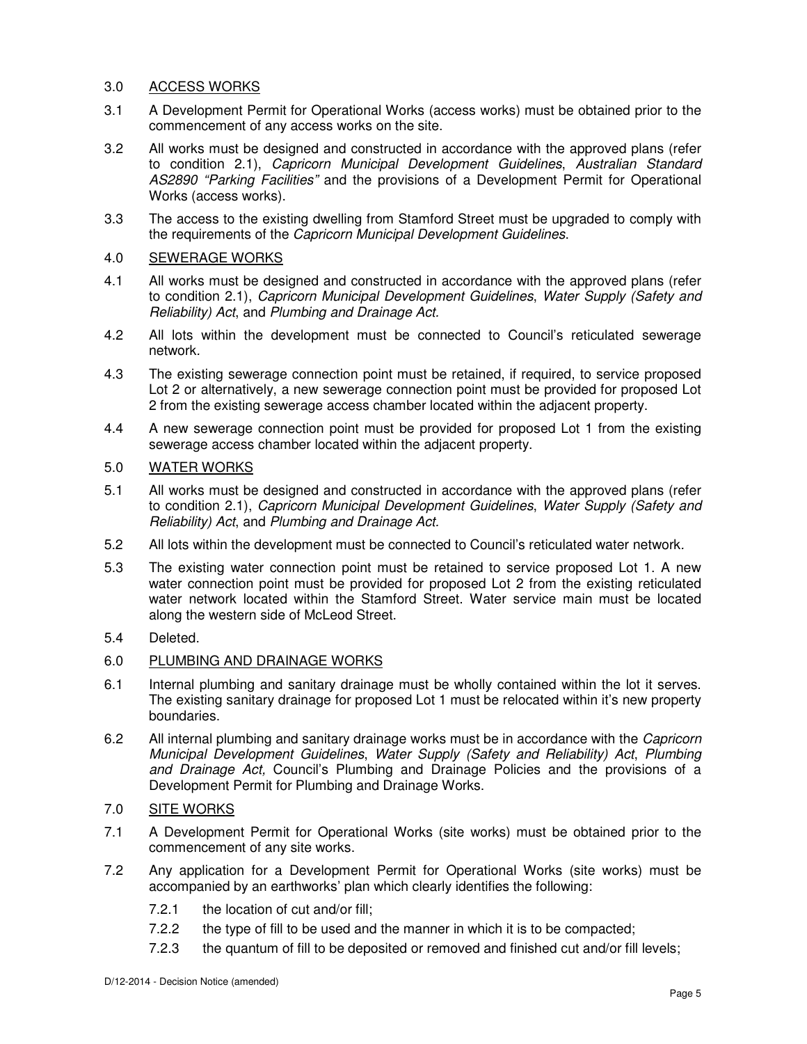## 3.0 ACCESS WORKS

3.1 A Development Permit for Operational Works (access works) must be obtained prior to the commencement of any access works on the site.

3.2 All works must be designed and constructed in accordance with the approved plans (refer to condition 2.1), *Capricorn Municipal Development Guidelines*, *Australian Standard AS2890 "Parking Facilities"* and the provisions of a Development Permit for Operational Works (access works).

3.3 The access to the existing dwelling from Stamford Street must be upgraded to comply with the requirements of the *Capricorn Municipal Development Guidelines*.

## 4.0 SEWERAGE WORKS

4.1 All works must be designed and constructed in accordance with the approved plans (refer to condition 2.1), *Capricorn Municipal Development Guidelines*, *Water Supply (Safety and Reliability) Act*, and *Plumbing and Drainage Act.*

4.2 All lots within the development must be connected to Council's reticulated sewerage network.

4.3 The existing sewerage connection point must be retained, if required, to service proposed Lot 2 or alternatively, a new sewerage connection point must be provided for proposed Lot 2 from the existing sewerage access chamber located within the adjacent property.

4.4 A new sewerage connection point must be provided for proposed Lot 1 from the existing sewerage access chamber located within the adjacent property.

## 5.0 WATER WORKS

5.1 All works must be designed and constructed in accordance with the approved plans (refer to condition 2.1), *Capricorn Municipal Development Guidelines*, *Water Supply (Safety and Reliability) Act*, and *Plumbing and Drainage Act.*

5.2 All lots within the development must be connected to Council's reticulated water network.

5.3 The existing water connection point must be retained to service proposed Lot 1. A new water connection point must be provided for proposed Lot 2 from the existing reticulated water network located within the Stamford Street. Water service main must be located along the western side of McLeod Street.

5.4 Deleted.

## 6.0 PLUMBING AND DRAINAGE WORKS

6.1 Internal plumbing and sanitary drainage must be wholly contained within the lot it serves. The existing sanitary drainage for proposed Lot 1 must be relocated within it's new property boundaries.

6.2 All internal plumbing and sanitary drainage works must be in accordance with the *Capricorn Municipal Development Guidelines*, *Water Supply (Safety and Reliability) Act*, *Plumbing and Drainage Act,* Council's Plumbing and Drainage Policies and the provisions of a Development Permit for Plumbing and Drainage Works.

## 7.0 SITE WORKS

7.1 A Development Permit for Operational Works (site works) must be obtained prior to the commencement of any site works.

7.2 Any application for a Development Permit for Operational Works (site works) must be accompanied by an earthworks' plan which clearly identifies the following:

- 7.2.1 the location of cut and/or fill;
- 7.2.2 the type of fill to be used and the manner in which it is to be compacted;
- 7.2.3 the quantum of fill to be deposited or removed and finished cut and/or fill levels;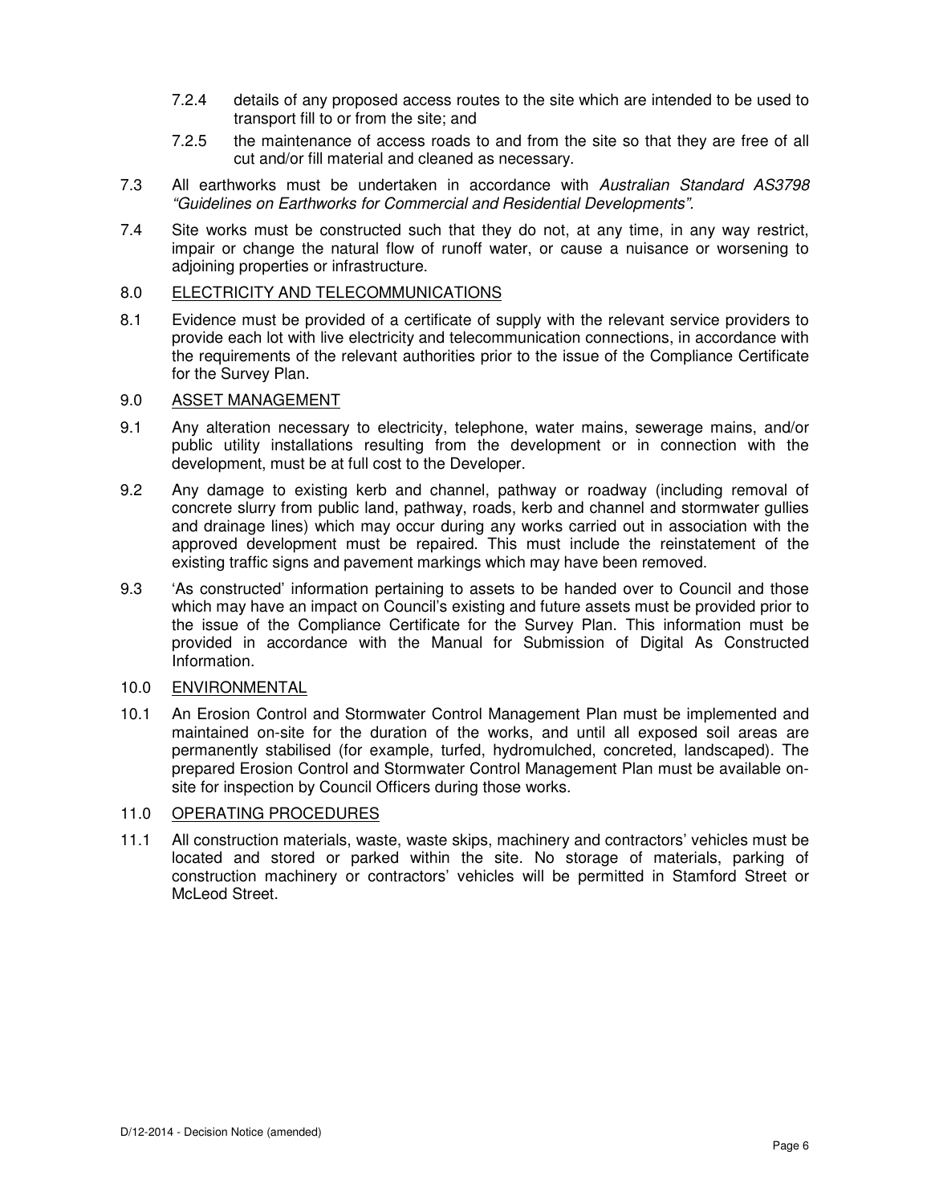7.2.4 details of any proposed access routes to the site which are intended to be used to transport fill to or from the site; and

7.2.5 the maintenance of access roads to and from the site so that they are free of all cut and/or fill material and cleaned as necessary.

7.3 All earthworks must be undertaken in accordance with *Australian Standard AS3798 "Guidelines on Earthworks for Commercial and Residential Developments"*.

7.4 Site works must be constructed such that they do not, at any time, in any way restrict, impair or change the natural flow of runoff water, or cause a nuisance or worsening to adjoining properties or infrastructure.

8.0 ELECTRICITY AND TELECOMMUNICATIONS

8.1 Evidence must be provided of a certificate of supply with the relevant service providers to provide each lot with live electricity and telecommunication connections, in accordance with the requirements of the relevant authorities prior to the issue of the Compliance Certificate for the Survey Plan.

9.0 ASSET MANAGEMENT

9.1 Any alteration necessary to electricity, telephone, water mains, sewerage mains, and/or public utility installations resulting from the development or in connection with the development, must be at full cost to the Developer.

9.2 Any damage to existing kerb and channel, pathway or roadway (including removal of concrete slurry from public land, pathway, roads, kerb and channel and stormwater gullies and drainage lines) which may occur during any works carried out in association with the approved development must be repaired. This must include the reinstatement of the existing traffic signs and pavement markings which may have been removed.

9.3 'As constructed' information pertaining to assets to be handed over to Council and those which may have an impact on Council's existing and future assets must be provided prior to the issue of the Compliance Certificate for the Survey Plan. This information must be provided in accordance with the Manual for Submission of Digital As Constructed Information.

10.0 ENVIRONMENTAL

10.1 An Erosion Control and Stormwater Control Management Plan must be implemented and maintained on-site for the duration of the works, and until all exposed soil areas are permanently stabilised (for example, turfed, hydromulched, concreted, landscaped). The prepared Erosion Control and Stormwater Control Management Plan must be available on-site for inspection by Council Officers during those works.

11.0 OPERATING PROCEDURES

11.1 All construction materials, waste, waste skips, machinery and contractors' vehicles must be located and stored or parked within the site. No storage of materials, parking of construction machinery or contractors' vehicles will be permitted in Stamford Street or McLeod Street.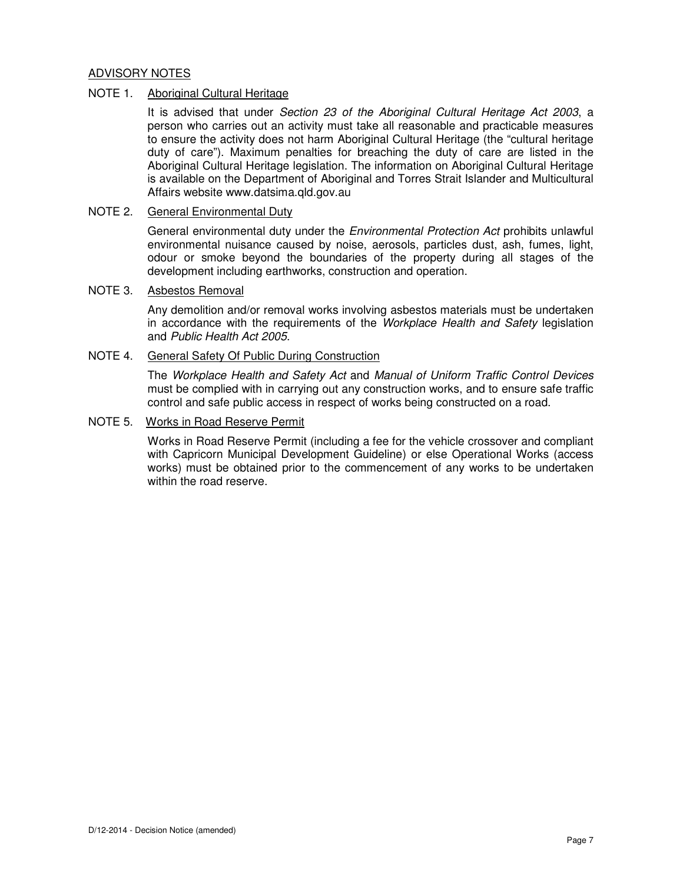## ADVISORY NOTES

### NOTE 1. Aboriginal Cultural Heritage

It is advised that under *Section 23 of the Aboriginal Cultural Heritage Act 2003*, a person who carries out an activity must take all reasonable and practicable measures to ensure the activity does not harm Aboriginal Cultural Heritage (the "cultural heritage duty of care"). Maximum penalties for breaching the duty of care are listed in the Aboriginal Cultural Heritage legislation. The information on Aboriginal Cultural Heritage is available on the Department of Aboriginal and Torres Strait Islander and Multicultural Affairs website www.datsima.qld.gov.au

### NOTE 2. General Environmental Duty

General environmental duty under the *Environmental Protection Act* prohibits unlawful environmental nuisance caused by noise, aerosols, particles dust, ash, fumes, light, odour or smoke beyond the boundaries of the property during all stages of the development including earthworks, construction and operation.

### NOTE 3. Asbestos Removal

Any demolition and/or removal works involving asbestos materials must be undertaken in accordance with the requirements of the *Workplace Health and Safety* legislation and *Public Health Act 2005*.

### NOTE 4. General Safety Of Public During Construction

The *Workplace Health and Safety Act* and *Manual of Uniform Traffic Control Devices* must be complied with in carrying out any construction works, and to ensure safe traffic control and safe public access in respect of works being constructed on a road.

### NOTE 5. Works in Road Reserve Permit

Works in Road Reserve Permit (including a fee for the vehicle crossover and compliant with Capricorn Municipal Development Guideline) or else Operational Works (access works) must be obtained prior to the commencement of any works to be undertaken within the road reserve.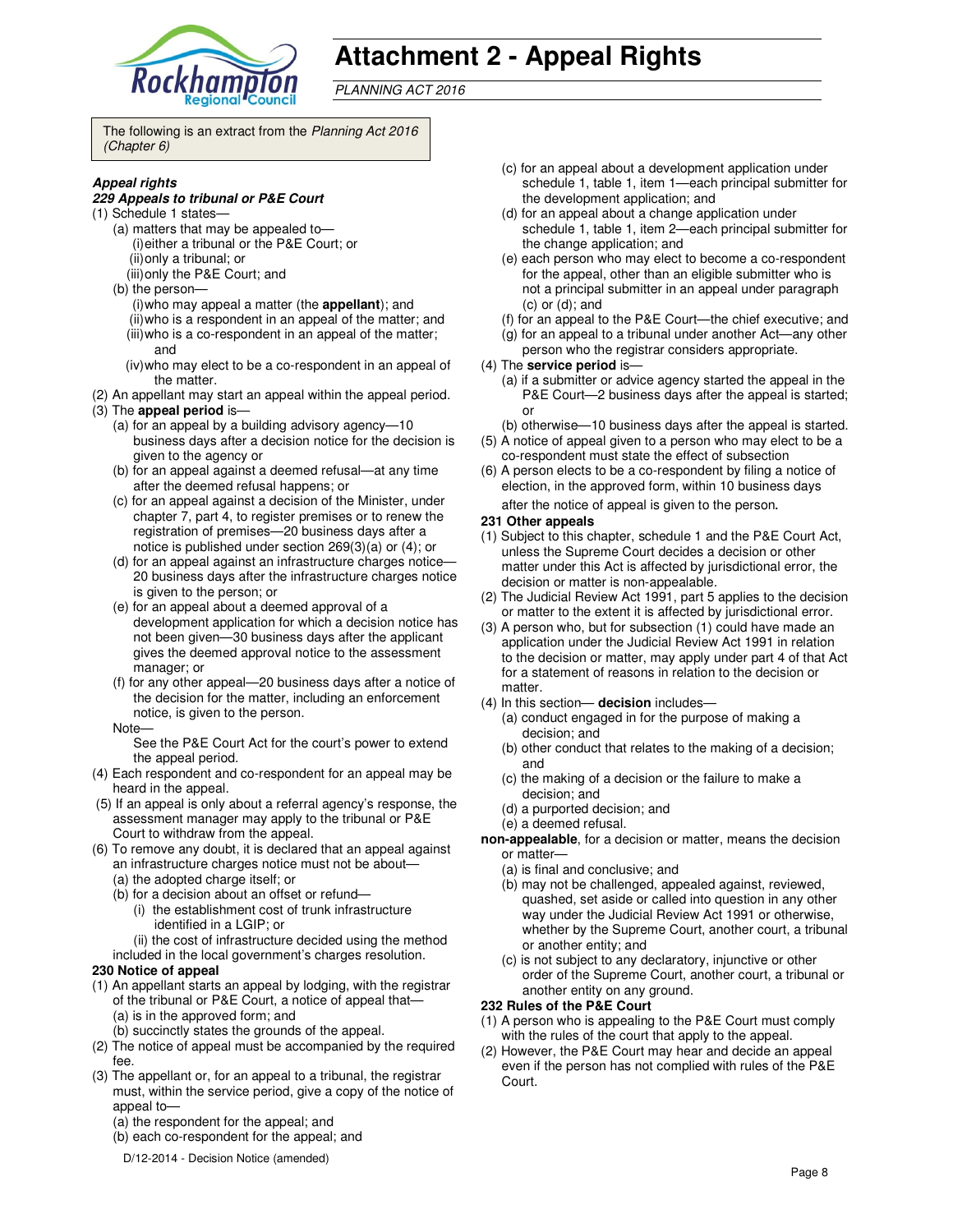# Attachment 2 - Appeal Rights

*PLANNING ACT 2016*

The following is an extract from the *Planning Act 2016 (Chapter 6)*

***Appeal rights***

***229 Appeals to tribunal or P&E Court***

(1) Schedule 1 states—
   - (a) matters that may be appealed to—
     - (i) either a tribunal or the P&E Court; or
     - (ii) only a tribunal; or
     - (iii) only the P&E Court; and
   - (b) the person—
     - (i) who may appeal a matter (the **appellant**); and
     - (ii) who is a respondent in an appeal of the matter; and
     - (iii) who is a co-respondent in an appeal of the matter; and
     - (iv) who may elect to be a co-respondent in an appeal of the matter.

(2) An appellant may start an appeal within the appeal period.

(3) The **appeal period** is—
   - (a) for an appeal by a building advisory agency—10 business days after a decision notice for the decision is given to the agency or
   - (b) for an appeal against a deemed refusal—at any time after the deemed refusal happens; or
   - (c) for an appeal against a decision of the Minister, under chapter 7, part 4, to register premises or to renew the registration of premises—20 business days after a notice is published under section 269(3)(a) or (4); or
   - (d) for an appeal against an infrastructure charges notice—20 business days after the infrastructure charges notice is given to the person; or
   - (e) for an appeal about a deemed approval of a development application for which a decision notice has not been given—30 business days after the applicant gives the deemed approval notice to the assessment manager; or
   - (f) for any other appeal—20 business days after a notice of the decision for the matter, including an enforcement notice, is given to the person.

   Note—
   See the P&E Court Act for the court's power to extend the appeal period.

(4) Each respondent and co-respondent for an appeal may be heard in the appeal.

(5) If an appeal is only about a referral agency's response, the assessment manager may apply to the tribunal or P&E Court to withdraw from the appeal.

(6) To remove any doubt, it is declared that an appeal against an infrastructure charges notice must not be about—
   - (a) the adopted charge itself; or
   - (b) for a decision about an offset or refund—
     - (i) the establishment cost of trunk infrastructure identified in a LGIP; or
     - (ii) the cost of infrastructure decided using the method

   included in the local government's charges resolution.

**230 Notice of appeal**

(1) An appellant starts an appeal by lodging, with the registrar of the tribunal or P&E Court, a notice of appeal that—
   - (a) is in the approved form; and
   - (b) succinctly states the grounds of the appeal.

(2) The notice of appeal must be accompanied by the required fee.

(3) The appellant or, for an appeal to a tribunal, the registrar must, within the service period, give a copy of the notice of appeal to—
   - (a) the respondent for the appeal; and
   - (b) each co-respondent for the appeal; and
   - (c) for an appeal about a development application under schedule 1, table 1, item 1—each principal submitter for the development application; and
   - (d) for an appeal about a change application under schedule 1, table 1, item 2—each principal submitter for the change application; and
   - (e) each person who may elect to become a co-respondent for the appeal, other than an eligible submitter who is not a principal submitter in an appeal under paragraph (c) or (d); and
   - (f) for an appeal to the P&E Court—the chief executive; and
   - (g) for an appeal to a tribunal under another Act—any other person who the registrar considers appropriate.

(4) The **service period** is—
   - (a) if a submitter or advice agency started the appeal in the P&E Court—2 business days after the appeal is started; or
   - (b) otherwise—10 business days after the appeal is started.

(5) A notice of appeal given to a person who may elect to be a co-respondent must state the effect of subsection

(6) A person elects to be a co-respondent by filing a notice of election, in the approved form, within 10 business days after the notice of appeal is given to the person**.**

**231 Other appeals**

(1) Subject to this chapter, schedule 1 and the P&E Court Act, unless the Supreme Court decides a decision or other matter under this Act is affected by jurisdictional error, the decision or matter is non-appealable.

(2) The Judicial Review Act 1991, part 5 applies to the decision or matter to the extent it is affected by jurisdictional error.

(3) A person who, but for subsection (1) could have made an application under the Judicial Review Act 1991 in relation to the decision or matter, may apply under part 4 of that Act for a statement of reasons in relation to the decision or matter.

(4) In this section— **decision** includes—
   - (a) conduct engaged in for the purpose of making a decision; and
   - (b) other conduct that relates to the making of a decision; and
   - (c) the making of a decision or the failure to make a decision; and
   - (d) a purported decision; and
   - (e) a deemed refusal.

**non-appealable**, for a decision or matter, means the decision or matter—
   - (a) is final and conclusive; and
   - (b) may not be challenged, appealed against, reviewed, quashed, set aside or called into question in any other way under the Judicial Review Act 1991 or otherwise, whether by the Supreme Court, another court, a tribunal or another entity; and
   - (c) is not subject to any declaratory, injunctive or other order of the Supreme Court, another court, a tribunal or another entity on any ground.

**232 Rules of the P&E Court**

(1) A person who is appealing to the P&E Court must comply with the rules of the court that apply to the appeal.

(2) However, the P&E Court may hear and decide an appeal even if the person has not complied with rules of the P&E Court.

D/12-2014 - Decision Notice (amended)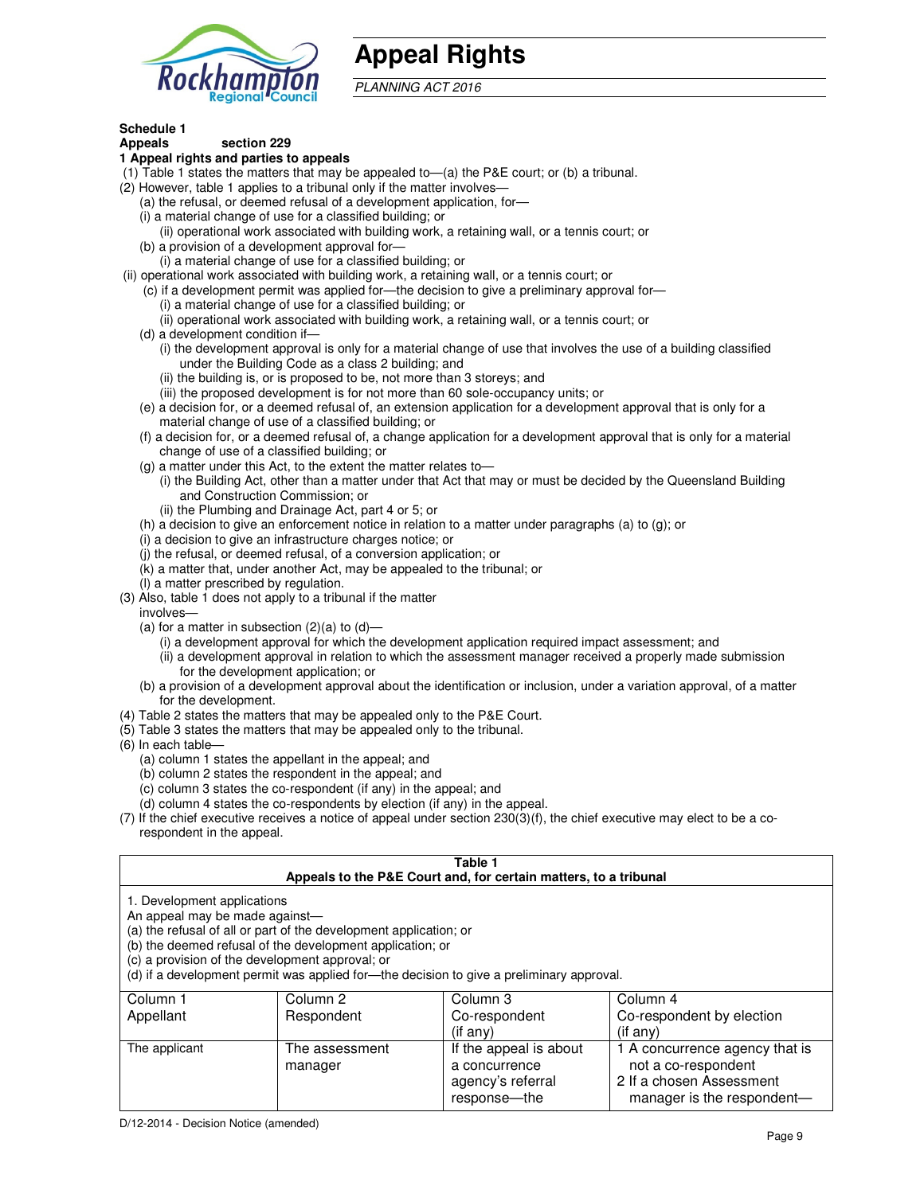# Appeal Rights

*PLANNING ACT 2016*

**Schedule 1**
**Appeals** section 229

**1 Appeal rights and parties to appeals**

(1) Table 1 states the matters that may be appealed to—(a) the P&E court; or (b) a tribunal.

(2) However, table 1 applies to a tribunal only if the matter involves—

(a) the refusal, or deemed refusal of a development application, for—

(i) a material change of use for a classified building; or

(ii) operational work associated with building work, a retaining wall, or a tennis court; or

(b) a provision of a development approval for—

(i) a material change of use for a classified building; or

(ii) operational work associated with building work, a retaining wall, or a tennis court; or

(c) if a development permit was applied for—the decision to give a preliminary approval for—

(i) a material change of use for a classified building; or

(ii) operational work associated with building work, a retaining wall, or a tennis court; or

(d) a development condition if—

(i) the development approval is only for a material change of use that involves the use of a building classified under the Building Code as a class 2 building; and

(ii) the building is, or is proposed to be, not more than 3 storeys; and

(iii) the proposed development is for not more than 60 sole-occupancy units; or

(e) a decision for, or a deemed refusal of, an extension application for a development approval that is only for a material change of use of a classified building; or

(f) a decision for, or a deemed refusal of, a change application for a development approval that is only for a material change of use of a classified building; or

(g) a matter under this Act, to the extent the matter relates to—

(i) the Building Act, other than a matter under that Act that may or must be decided by the Queensland Building and Construction Commission; or

(ii) the Plumbing and Drainage Act, part 4 or 5; or

(h) a decision to give an enforcement notice in relation to a matter under paragraphs (a) to (g); or

(i) a decision to give an infrastructure charges notice; or

(j) the refusal, or deemed refusal, of a conversion application; or

(k) a matter that, under another Act, may be appealed to the tribunal; or

(l) a matter prescribed by regulation.

(3) Also, table 1 does not apply to a tribunal if the matter involves—

(a) for a matter in subsection (2)(a) to (d)—

(i) a development approval for which the development application required impact assessment; and

(ii) a development approval in relation to which the assessment manager received a properly made submission for the development application; or

(b) a provision of a development approval about the identification or inclusion, under a variation approval, of a matter for the development.

(4) Table 2 states the matters that may be appealed only to the P&E Court.

(5) Table 3 states the matters that may be appealed only to the tribunal.

(6) In each table—

(a) column 1 states the appellant in the appeal; and

(b) column 2 states the respondent in the appeal; and

(c) column 3 states the co-respondent (if any) in the appeal; and

(d) column 4 states the co-respondents by election (if any) in the appeal.

(7) If the chief executive receives a notice of appeal under section 230(3)(f), the chief executive may elect to be a co-respondent in the appeal.

**Table 1**
**Appeals to the P&E Court and, for certain matters, to a tribunal**

1. Development applications

An appeal may be made against—

(a) the refusal of all or part of the development application; or

(b) the deemed refusal of the development application; or

(c) a provision of the development approval; or

(d) if a development permit was applied for—the decision to give a preliminary approval.

| Column 1<br>Appellant | Column 2<br>Respondent | Column 3<br>Co-respondent<br>(if any) | Column 4<br>Co-respondent by election<br>(if any) |
|---|---|---|---|
| The applicant | The assessment manager | If the appeal is about a concurrence agency's referral response—the | 1 A concurrence agency that is not a co-respondent<br>2 If a chosen Assessment manager is the respondent— |

D/12-2014 - Decision Notice (amended)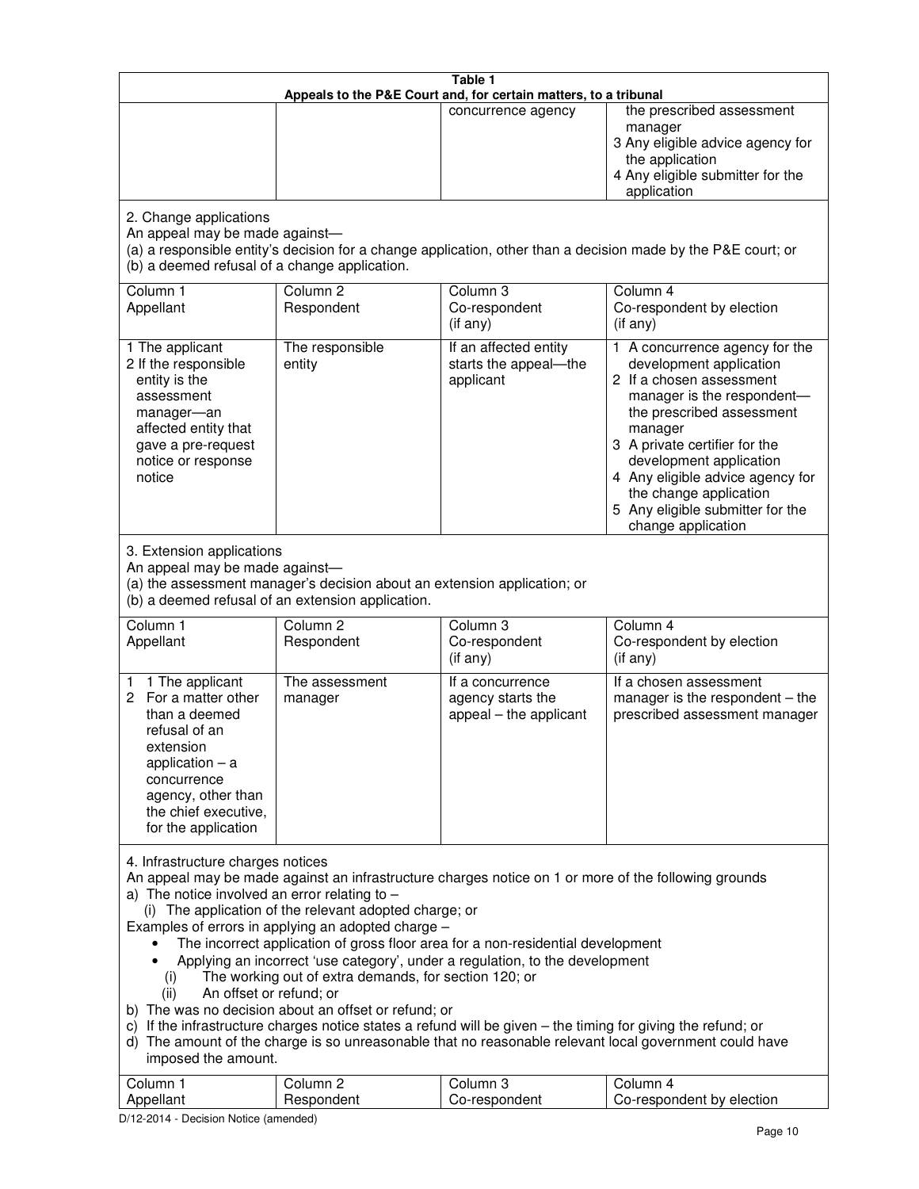| Table 1 | | | |
|---|---|---|---|
| **Appeals to the P&E Court and, for certain matters, to a tribunal** | | | |
| | | concurrence agency | the prescribed assessment manager<br>3 Any eligible advice agency for the application<br>4 Any eligible submitter for the application |

2. Change applications
An appeal may be made against—
(a) a responsible entity's decision for a change application, other than a decision made by the P&E court; or
(b) a deemed refusal of a change application.

| Column 1<br>Appellant | Column 2<br>Respondent | Column 3<br>Co-respondent<br>(if any) | Column 4<br>Co-respondent by election<br>(if any) |
|---|---|---|---|
| 1 The applicant<br>2 If the responsible entity is the assessment manager—an affected entity that gave a pre-request notice or response notice | The responsible entity | If an affected entity starts the appeal—the applicant | 1 A concurrence agency for the development application<br>2 If a chosen assessment manager is the respondent—the prescribed assessment manager<br>3 A private certifier for the development application<br>4 Any eligible advice agency for the change application<br>5 Any eligible submitter for the change application |

3. Extension applications
An appeal may be made against—
(a) the assessment manager's decision about an extension application; or
(b) a deemed refusal of an extension application.

| Column 1<br>Appellant | Column 2<br>Respondent | Column 3<br>Co-respondent<br>(if any) | Column 4<br>Co-respondent by election<br>(if any) |
|---|---|---|---|
| 1 1 The applicant<br>2 For a matter other than a deemed refusal of an extension application – a concurrence agency, other than the chief executive, for the application | The assessment manager | If a concurrence agency starts the appeal – the applicant | If a chosen assessment manager is the respondent – the prescribed assessment manager |

4. Infrastructure charges notices
An appeal may be made against an infrastructure charges notice on 1 or more of the following grounds
a) The notice involved an error relating to –
 (i) The application of the relevant adopted charge; or
Examples of errors in applying an adopted charge –
- The incorrect application of gross floor area for a non-residential development
- Applying an incorrect 'use category', under a regulation, to the development
 (i) The working out of extra demands, for section 120; or
 (ii) An offset or refund; or
b) The was no decision about an offset or refund; or
c) If the infrastructure charges notice states a refund will be given – the timing for giving the refund; or
d) The amount of the charge is so unreasonable that no reasonable relevant local government could have imposed the amount.

| Column 1<br>Appellant | Column 2<br>Respondent | Column 3<br>Co-respondent | Column 4<br>Co-respondent by election |
|---|---|---|---|

D/12-2014 - Decision Notice (amended)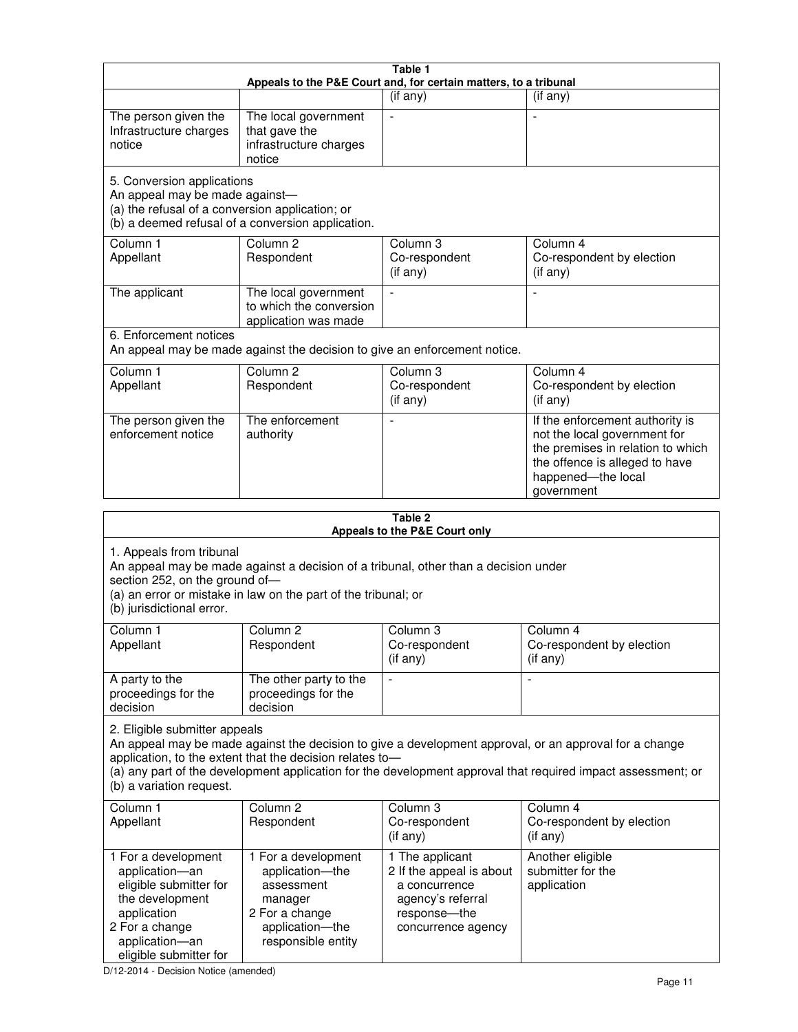**Table 1**
**Appeals to the P&E Court and, for certain matters, to a tribunal**

| | | (if any) | (if any) |
|---|---|---|---|
| The person given the Infrastructure charges notice | The local government that gave the infrastructure charges notice | - | - |

5. Conversion applications
An appeal may be made against—
(a) the refusal of a conversion application; or
(b) a deemed refusal of a conversion application.

| Column 1 Appellant | Column 2 Respondent | Column 3 Co-respondent (if any) | Column 4 Co-respondent by election (if any) |
|---|---|---|---|
| The applicant | The local government to which the conversion application was made | - | - |

6. Enforcement notices
An appeal may be made against the decision to give an enforcement notice.

| Column 1 Appellant | Column 2 Respondent | Column 3 Co-respondent (if any) | Column 4 Co-respondent by election (if any) |
|---|---|---|---|
| The person given the enforcement notice | The enforcement authority | - | If the enforcement authority is not the local government for the premises in relation to which the offence is alleged to have happened—the local government |

**Table 2**
**Appeals to the P&E Court only**

1. Appeals from tribunal
An appeal may be made against a decision of a tribunal, other than a decision under section 252, on the ground of—
(a) an error or mistake in law on the part of the tribunal; or
(b) jurisdictional error.

| Column 1 Appellant | Column 2 Respondent | Column 3 Co-respondent (if any) | Column 4 Co-respondent by election (if any) |
|---|---|---|---|
| A party to the proceedings for the decision | The other party to the proceedings for the decision | - | - |

2. Eligible submitter appeals
An appeal may be made against the decision to give a development approval, or an approval for a change application, to the extent that the decision relates to—
(a) any part of the development application for the development approval that required impact assessment; or
(b) a variation request.

| Column 1 Appellant | Column 2 Respondent | Column 3 Co-respondent (if any) | Column 4 Co-respondent by election (if any) |
|---|---|---|---|
| 1 For a development application—an eligible submitter for the development application<br>2 For a change application—an eligible submitter for | 1 For a development application—the assessment manager<br>2 For a change application—the responsible entity | 1 The applicant<br>2 If the appeal is about a concurrence agency's referral response—the concurrence agency | Another eligible submitter for the application |

D/12-2014 - Decision Notice (amended)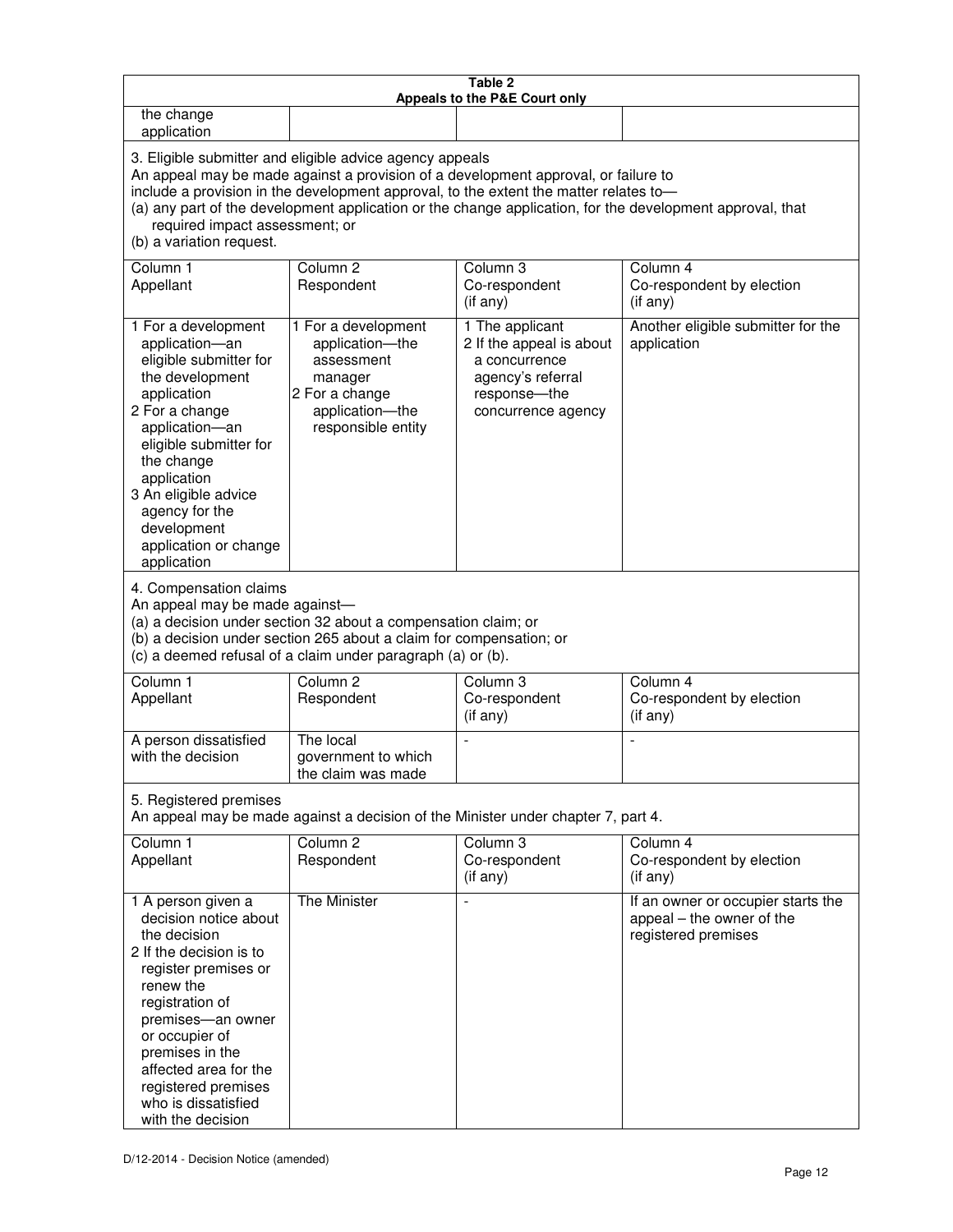| Table 2 Appeals to the P&E Court only | | | |
|---|---|---|---|
| the change application | | | |
| **3. Eligible submitter and eligible advice agency appeals** An appeal may be made against a provision of a development approval, or failure to include a provision in the development approval, to the extent the matter relates to— (a) any part of the development application or the change application, for the development approval, that required impact assessment; or (b) a variation request. | | | |
| Column 1 Appellant | Column 2 Respondent | Column 3 Co-respondent (if any) | Column 4 Co-respondent by election (if any) |
| 1 For a development application—an eligible submitter for the development application 2 For a change application—an eligible submitter for the change application 3 An eligible advice agency for the development application or change application | 1 For a development application—the assessment manager 2 For a change application—the responsible entity | 1 The applicant 2 If the appeal is about a concurrence agency's referral response—the concurrence agency | Another eligible submitter for the application |
| **4. Compensation claims** An appeal may be made against— (a) a decision under section 32 about a compensation claim; or (b) a decision under section 265 about a claim for compensation; or (c) a deemed refusal of a claim under paragraph (a) or (b). | | | |
| Column 1 Appellant | Column 2 Respondent | Column 3 Co-respondent (if any) | Column 4 Co-respondent by election (if any) |
| A person dissatisfied with the decision | The local government to which the claim was made | - | - |
| **5. Registered premises** An appeal may be made against a decision of the Minister under chapter 7, part 4. | | | |
| Column 1 Appellant | Column 2 Respondent | Column 3 Co-respondent (if any) | Column 4 Co-respondent by election (if any) |
| 1 A person given a decision notice about the decision 2 If the decision is to register premises or renew the registration of premises—an owner or occupier of premises in the affected area for the registered premises who is dissatisfied with the decision | The Minister | - | If an owner or occupier starts the appeal – the owner of the registered premises |

D/12-2014 - Decision Notice (amended)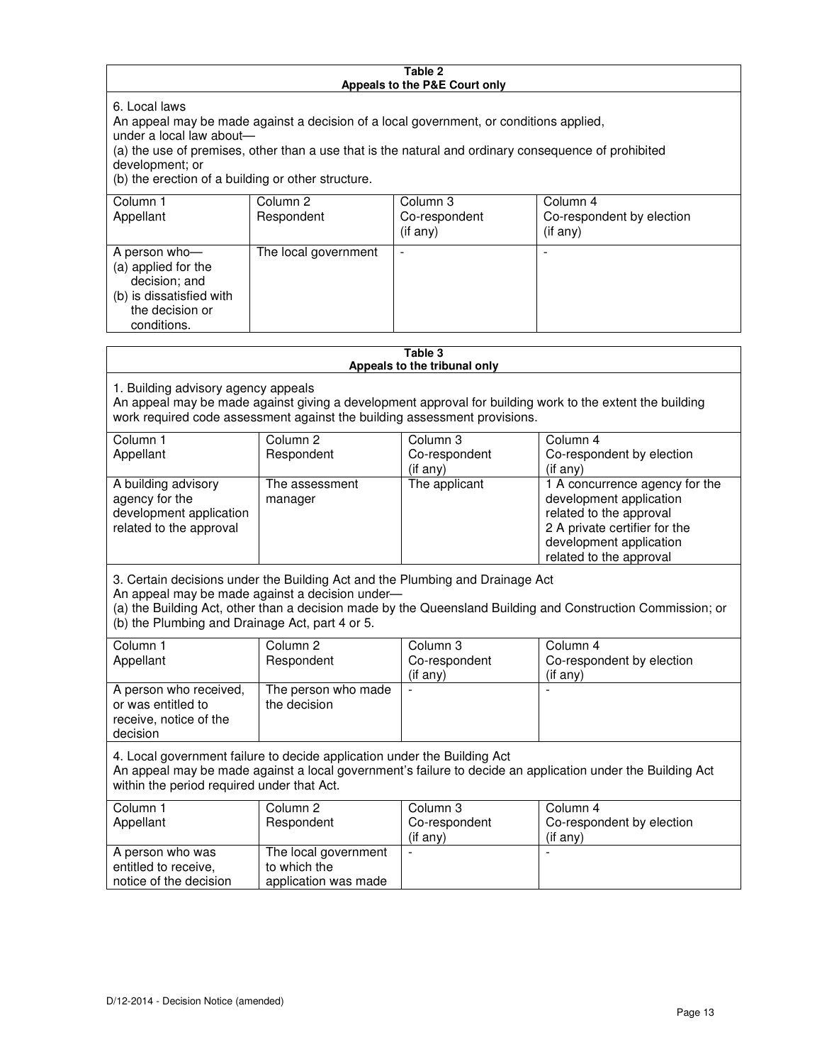**Table 2**
**Appeals to the P&E Court only**

6. Local laws
An appeal may be made against a decision of a local government, or conditions applied, under a local law about—
(a) the use of premises, other than a use that is the natural and ordinary consequence of prohibited development; or
(b) the erection of a building or other structure.

| Column 1<br>Appellant | Column 2<br>Respondent | Column 3<br>Co-respondent<br>(if any) | Column 4<br>Co-respondent by election<br>(if any) |
|---|---|---|---|
| A person who—<br>(a) applied for the decision; and<br>(b) is dissatisfied with the decision or conditions. | The local government | - | - |

**Table 3**
**Appeals to the tribunal only**

1. Building advisory agency appeals
An appeal may be made against giving a development approval for building work to the extent the building work required code assessment against the building assessment provisions.

| Column 1<br>Appellant | Column 2<br>Respondent | Column 3<br>Co-respondent<br>(if any) | Column 4<br>Co-respondent by election<br>(if any) |
|---|---|---|---|
| A building advisory agency for the development application related to the approval | The assessment manager | The applicant | 1 A concurrence agency for the development application related to the approval<br>2 A private certifier for the development application related to the approval |

3. Certain decisions under the Building Act and the Plumbing and Drainage Act
An appeal may be made against a decision under—
(a) the Building Act, other than a decision made by the Queensland Building and Construction Commission; or
(b) the Plumbing and Drainage Act, part 4 or 5.

| Column 1<br>Appellant | Column 2<br>Respondent | Column 3<br>Co-respondent<br>(if any) | Column 4<br>Co-respondent by election<br>(if any) |
|---|---|---|---|
| A person who received, or was entitled to receive, notice of the decision | The person who made the decision | - | - |

4. Local government failure to decide application under the Building Act
An appeal may be made against a local government's failure to decide an application under the Building Act within the period required under that Act.

| Column 1<br>Appellant | Column 2<br>Respondent | Column 3<br>Co-respondent<br>(if any) | Column 4<br>Co-respondent by election<br>(if any) |
|---|---|---|---|
| A person who was entitled to receive, notice of the decision | The local government to which the application was made | - | - |

D/12-2014 - Decision Notice (amended)